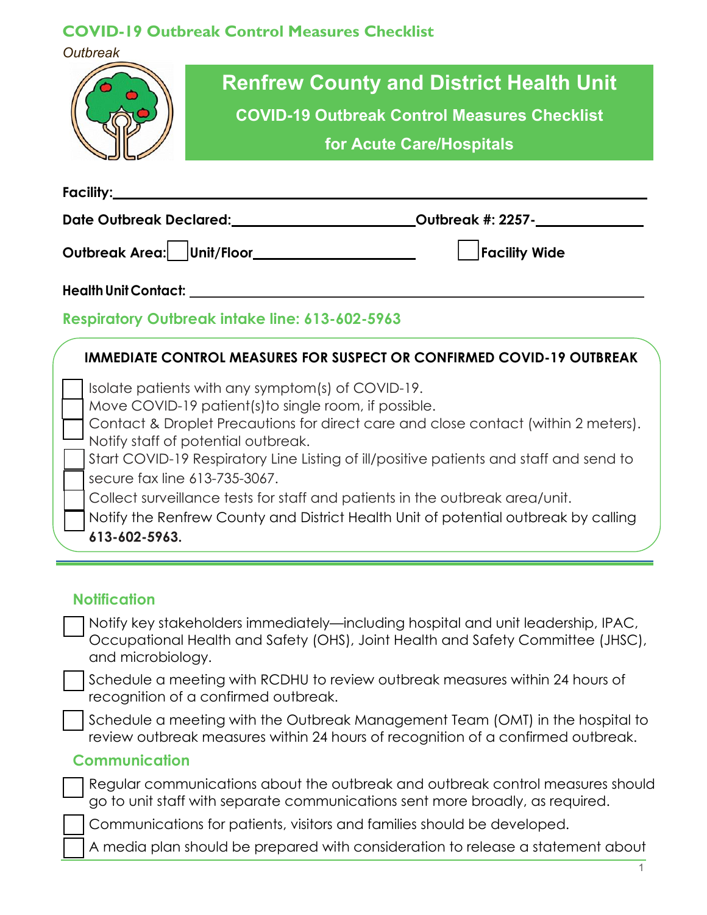# COVID-19 Outbreak Control Measures Checklist

*Outbreak*

## Renfrew County and District Health Unit

### COVID-19 Outbreak Control Measures Checklist for Acute Care/Hospitals

**Facility:** ______________________________

**Date Outbreak Declared:** ____________________ **Outbreak #: 2257-** ____________

**Outbreak Area:** ☐ **Unit/Floor** ____________________ ☐ **Facility Wide**

**Health Unit Contact:** ______________________________

**Respiratory Outbreak intake line: 613-602-5963**

### IMMEDIATE CONTROL MEASURES FOR SUSPECT OR CONFIRMED COVID-19 OUTBREAK

- ☐ Isolate patients with any symptom(s) of COVID-19.
- ☐ Move COVID-19 patient(s)to single room, if possible.
- ☐ Contact & Droplet Precautions for direct care and close contact (within 2 meters).
- ☐ Notify staff of potential outbreak.
- ☐ Start COVID-19 Respiratory Line Listing of ill/positive patients and staff and send to secure fax line 613-735-3067.
- ☐ Collect surveillance tests for staff and patients in the outbreak area/unit.
- ☐ Notify the Renfrew County and District Health Unit of potential outbreak by calling **613-602-5963.**

### Notification

- ☐ Notify key stakeholders immediately—including hospital and unit leadership, IPAC, Occupational Health and Safety (OHS), Joint Health and Safety Committee (JHSC), and microbiology.
- ☐ Schedule a meeting with RCDHU to review outbreak measures within 24 hours of recognition of a confirmed outbreak.
- ☐ Schedule a meeting with the Outbreak Management Team (OMT) in the hospital to review outbreak measures within 24 hours of recognition of a confirmed outbreak.

### Communication

- ☐ Regular communications about the outbreak and outbreak control measures should go to unit staff with separate communications sent more broadly, as required.
- ☐ Communications for patients, visitors and families should be developed.
- ☐ A media plan should be prepared with consideration to release a statement about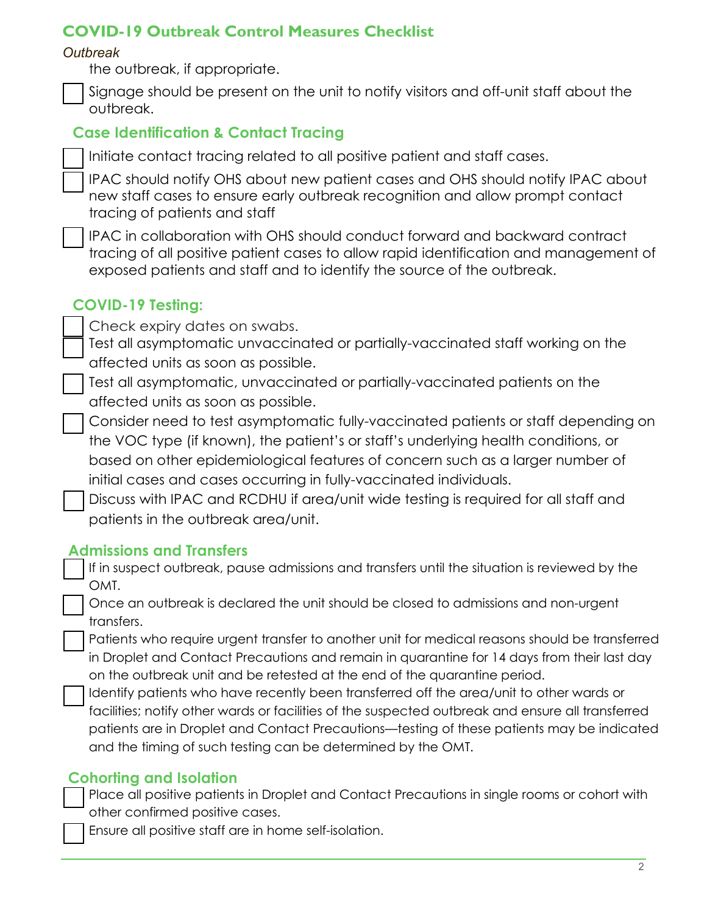## COVID-19 Outbreak Control Measures Checklist

*Outbreak*

the outbreak, if appropriate.

- [ ] Signage should be present on the unit to notify visitors and off-unit staff about the outbreak.

### Case Identification & Contact Tracing

- [ ] Initiate contact tracing related to all positive patient and staff cases.
- [ ] IPAC should notify OHS about new patient cases and OHS should notify IPAC about new staff cases to ensure early outbreak recognition and allow prompt contact tracing of patients and staff
- [ ] IPAC in collaboration with OHS should conduct forward and backward contract tracing of all positive patient cases to allow rapid identification and management of exposed patients and staff and to identify the source of the outbreak.

### COVID-19 Testing:

- [ ] Check expiry dates on swabs.
- [ ] Test all asymptomatic unvaccinated or partially-vaccinated staff working on the affected units as soon as possible.
- [ ] Test all asymptomatic, unvaccinated or partially-vaccinated patients on the affected units as soon as possible.
- [ ] Consider need to test asymptomatic fully-vaccinated patients or staff depending on the VOC type (if known), the patient's or staff's underlying health conditions, or based on other epidemiological features of concern such as a larger number of initial cases and cases occurring in fully-vaccinated individuals.
- [ ] Discuss with IPAC and RCDHU if area/unit wide testing is required for all staff and patients in the outbreak area/unit.

### Admissions and Transfers

- [ ] If in suspect outbreak, pause admissions and transfers until the situation is reviewed by the OMT.
- [ ] Once an outbreak is declared the unit should be closed to admissions and non-urgent transfers.
- [ ] Patients who require urgent transfer to another unit for medical reasons should be transferred in Droplet and Contact Precautions and remain in quarantine for 14 days from their last day on the outbreak unit and be retested at the end of the quarantine period.
- [ ] Identify patients who have recently been transferred off the area/unit to other wards or facilities; notify other wards or facilities of the suspected outbreak and ensure all transferred patients are in Droplet and Contact Precautions—testing of these patients may be indicated and the timing of such testing can be determined by the OMT.

### Cohorting and Isolation

- [ ] Place all positive patients in Droplet and Contact Precautions in single rooms or cohort with other confirmed positive cases.
- [ ] Ensure all positive staff are in home self-isolation.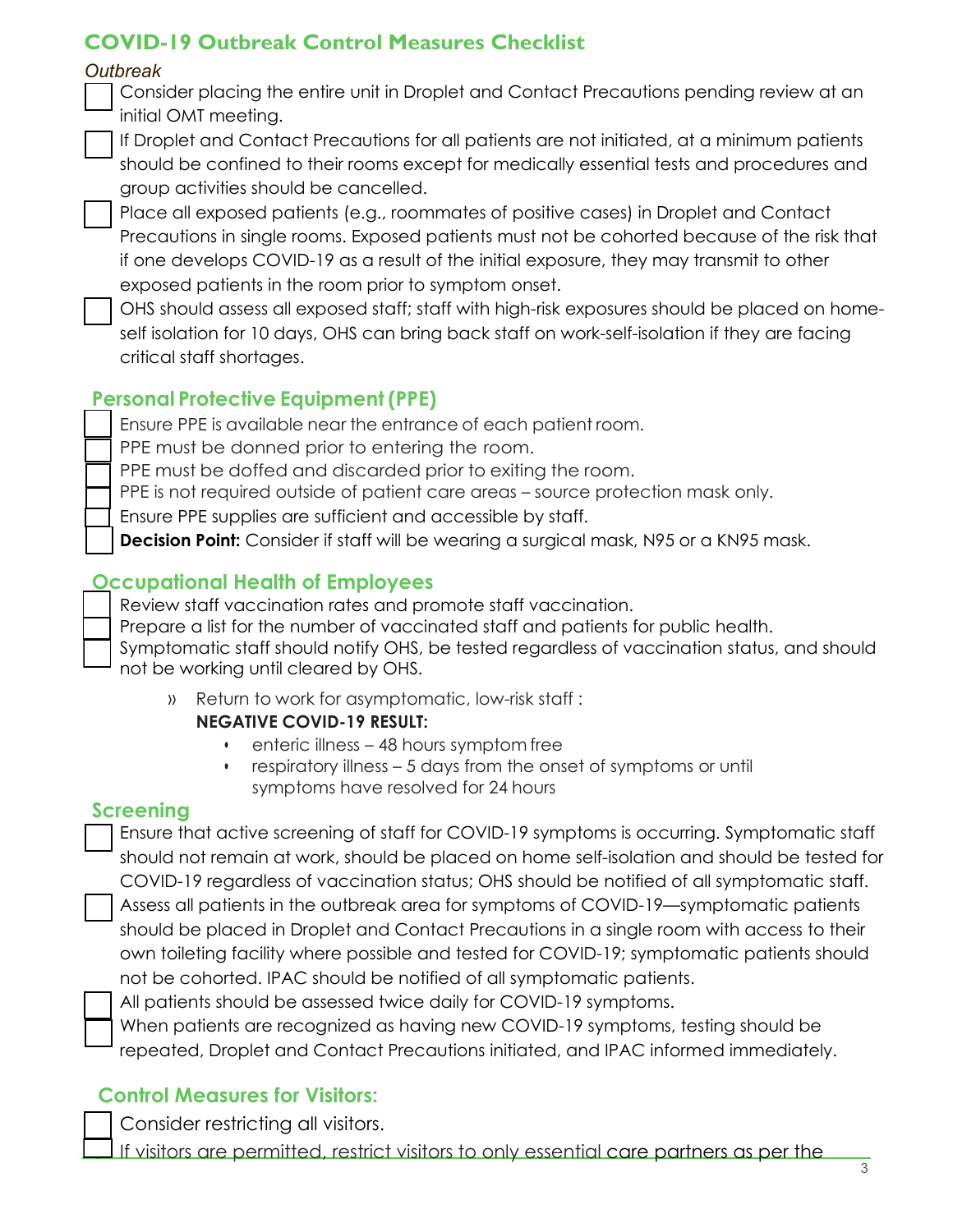## COVID-19 Outbreak Control Measures Checklist

*Outbreak*

- [ ] Consider placing the entire unit in Droplet and Contact Precautions pending review at an initial OMT meeting.
- [ ] If Droplet and Contact Precautions for all patients are not initiated, at a minimum patients should be confined to their rooms except for medically essential tests and procedures and group activities should be cancelled.
- [ ] Place all exposed patients (e.g., roommates of positive cases) in Droplet and Contact Precautions in single rooms. Exposed patients must not be cohorted because of the risk that if one develops COVID-19 as a result of the initial exposure, they may transmit to other exposed patients in the room prior to symptom onset.
- [ ] OHS should assess all exposed staff; staff with high-risk exposures should be placed on home-self isolation for 10 days, OHS can bring back staff on work-self-isolation if they are facing critical staff shortages.

### Personal Protective Equipment (PPE)

- [ ] Ensure PPE is available near the entrance of each patient room.
- [ ] PPE must be donned prior to entering the room.
- [ ] PPE must be doffed and discarded prior to exiting the room.
- [ ] PPE is not required outside of patient care areas – source protection mask only.
- [ ] Ensure PPE supplies are sufficient and accessible by staff.
- [ ] **Decision Point:** Consider if staff will be wearing a surgical mask, N95 or a KN95 mask.

### Occupational Health of Employees

- [ ] Review staff vaccination rates and promote staff vaccination.
- [ ] Prepare a list for the number of vaccinated staff and patients for public health.
- [ ] Symptomatic staff should notify OHS, be tested regardless of vaccination status, and should not be working until cleared by OHS.

  » Return to work for asymptomatic, low-risk staff :
  **NEGATIVE COVID-19 RESULT:**
  - enteric illness – 48 hours symptom free
  - respiratory illness – 5 days from the onset of symptoms or until symptoms have resolved for 24 hours

### Screening

- [ ] Ensure that active screening of staff for COVID-19 symptoms is occurring. Symptomatic staff should not remain at work, should be placed on home self-isolation and should be tested for COVID-19 regardless of vaccination status; OHS should be notified of all symptomatic staff.
- [ ] Assess all patients in the outbreak area for symptoms of COVID-19—symptomatic patients should be placed in Droplet and Contact Precautions in a single room with access to their own toileting facility where possible and tested for COVID-19; symptomatic patients should not be cohorted. IPAC should be notified of all symptomatic patients.
- [ ] All patients should be assessed twice daily for COVID-19 symptoms.
- [ ] When patients are recognized as having new COVID-19 symptoms, testing should be repeated, Droplet and Contact Precautions initiated, and IPAC informed immediately.

### Control Measures for Visitors:

- [ ] Consider restricting all visitors.
- [ ] If visitors are permitted, restrict visitors to only essential care partners as per the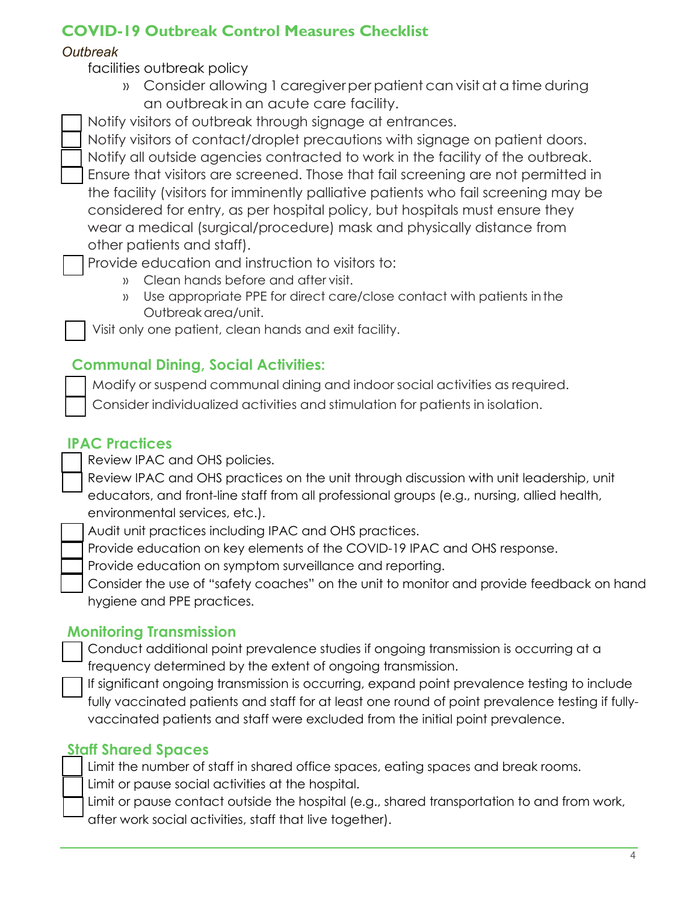## COVID-19 Outbreak Control Measures Checklist

*Outbreak*

facilities outbreak policy

- » Consider allowing 1 caregiver per patient can visit at a time during an outbreak in an acute care facility.

- [ ] Notify visitors of outbreak through signage at entrances.
- [ ] Notify visitors of contact/droplet precautions with signage on patient doors.
- [ ] Notify all outside agencies contracted to work in the facility of the outbreak.
- [ ] Ensure that visitors are screened. Those that fail screening are not permitted in the facility (visitors for imminently palliative patients who fail screening may be considered for entry, as per hospital policy, but hospitals must ensure they wear a medical (surgical/procedure) mask and physically distance from other patients and staff).
- [ ] Provide education and instruction to visitors to:
  - » Clean hands before and after visit.
  - » Use appropriate PPE for direct care/close contact with patients in the Outbreak area/unit.
- [ ] Visit only one patient, clean hands and exit facility.

### Communal Dining, Social Activities:

- [ ] Modify or suspend communal dining and indoor social activities as required.
- [ ] Consider individualized activities and stimulation for patients in isolation.

### IPAC Practices

- [ ] Review IPAC and OHS policies.
- [ ] Review IPAC and OHS practices on the unit through discussion with unit leadership, unit educators, and front-line staff from all professional groups (e.g., nursing, allied health, environmental services, etc.).
- [ ] Audit unit practices including IPAC and OHS practices.
- [ ] Provide education on key elements of the COVID-19 IPAC and OHS response.
- [ ] Provide education on symptom surveillance and reporting.
- [ ] Consider the use of "safety coaches" on the unit to monitor and provide feedback on hand hygiene and PPE practices.

### Monitoring Transmission

- [ ] Conduct additional point prevalence studies if ongoing transmission is occurring at a frequency determined by the extent of ongoing transmission.
- [ ] If significant ongoing transmission is occurring, expand point prevalence testing to include fully vaccinated patients and staff for at least one round of point prevalence testing if fully-vaccinated patients and staff were excluded from the initial point prevalence.

### Staff Shared Spaces

- [ ] Limit the number of staff in shared office spaces, eating spaces and break rooms.
- [ ] Limit or pause social activities at the hospital.
- [ ] Limit or pause contact outside the hospital (e.g., shared transportation to and from work, after work social activities, staff that live together).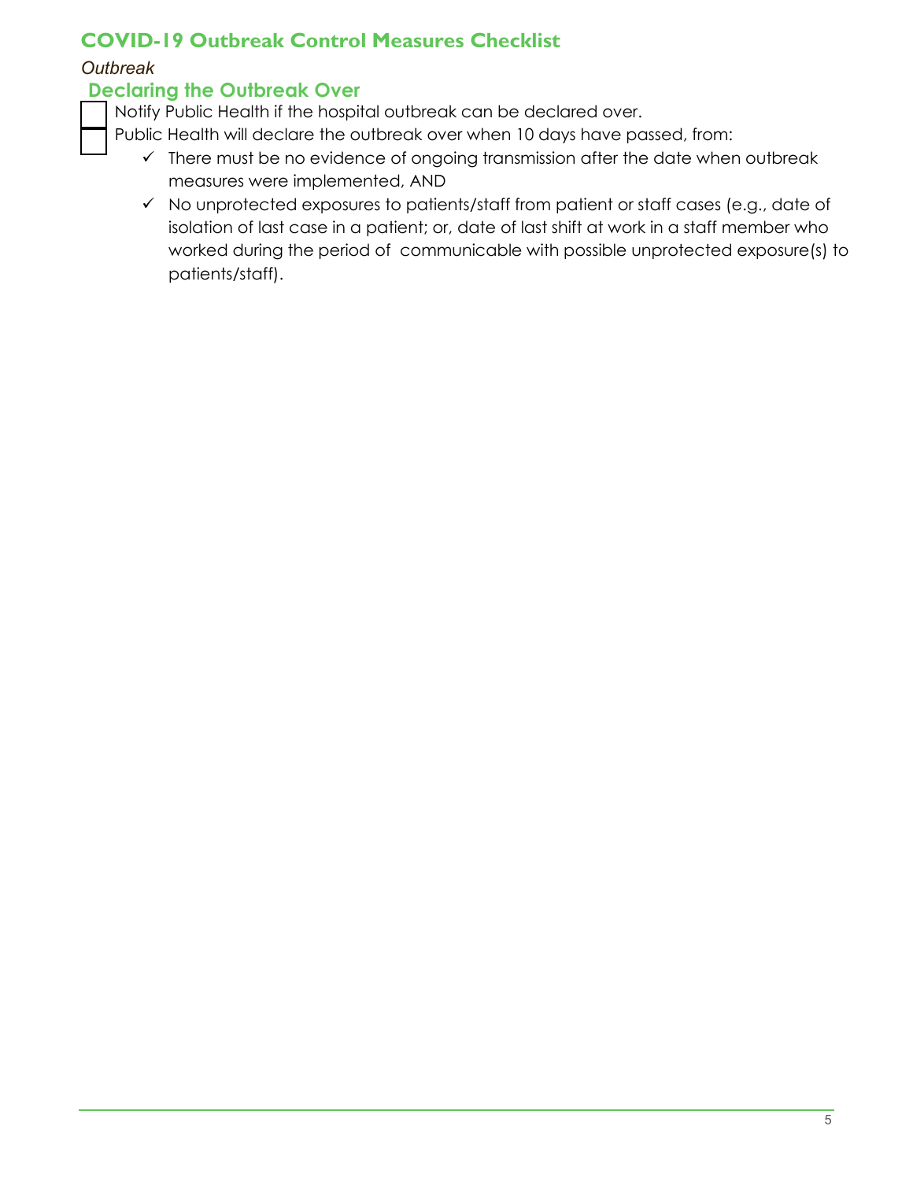## COVID-19 Outbreak Control Measures Checklist

*Outbreak*

### Declaring the Outbreak Over

- [ ] Notify Public Health if the hospital outbreak can be declared over.
- [ ] Public Health will declare the outbreak over when 10 days have passed, from:
    - ✓ There must be no evidence of ongoing transmission after the date when outbreak measures were implemented, AND
    - ✓ No unprotected exposures to patients/staff from patient or staff cases (e.g., date of isolation of last case in a patient; or, date of last shift at work in a staff member who worked during the period of  communicable with possible unprotected exposure(s) to patients/staff).